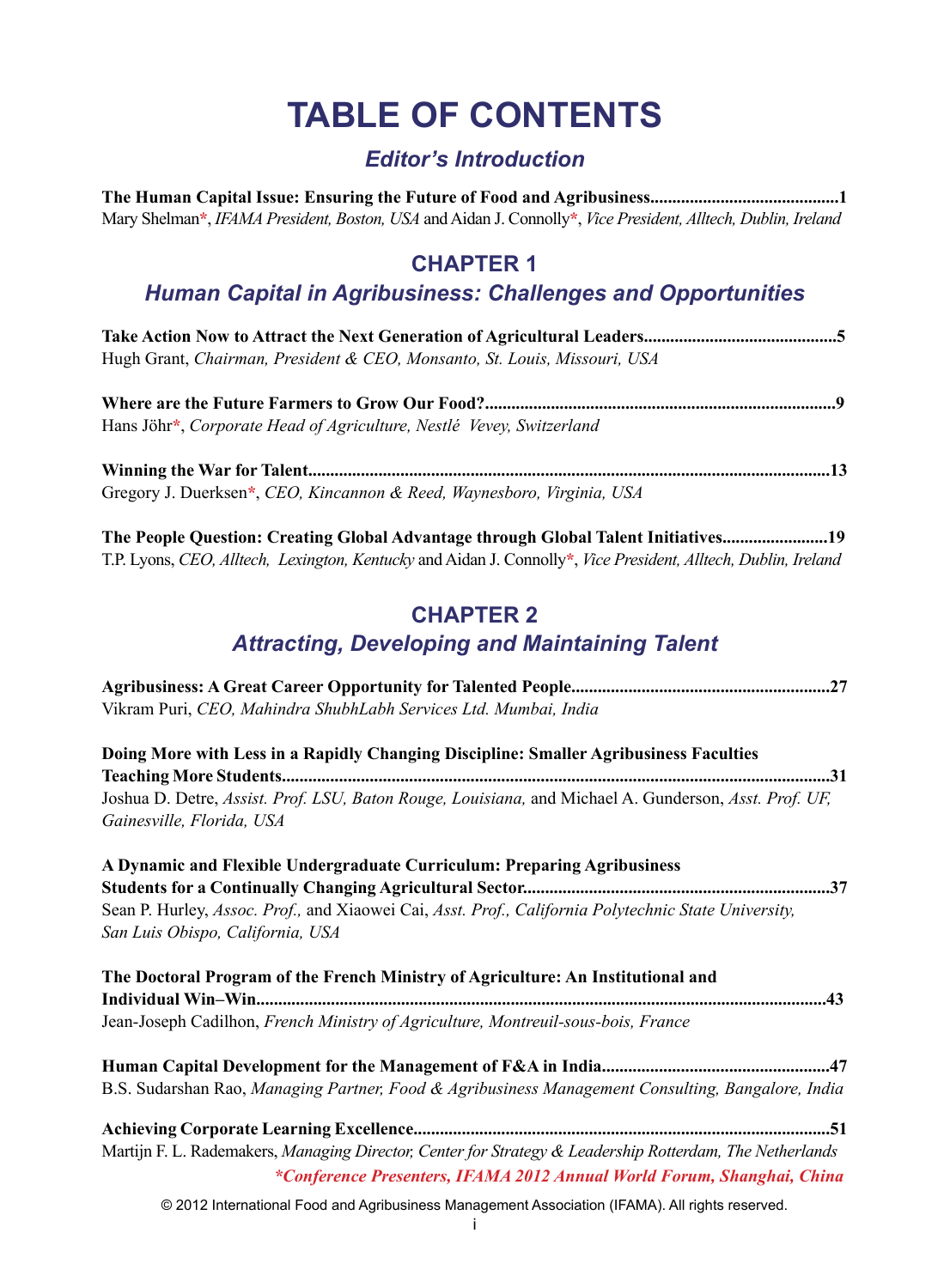# TABLE OF CONTENTS

## *Editor's Introduction*

**The Human Capital Issue: Ensuring the Future of Food and Agribusiness..........................................1**
Mary Shelman*, *IFAMA President, Boston, USA* and Aidan J. Connolly*, *Vice President, Alltech, Dublin, Ireland*

## CHAPTER 1

## *Human Capital in Agribusiness: Challenges and Opportunities*

**Take Action Now to Attract the Next Generation of Agricultural Leaders..........................................5**
Hugh Grant, *Chairman, President & CEO, Monsanto, St. Louis, Missouri, USA*

**Where are the Future Farmers to Grow Our Food?...............................................................................9**
Hans Jöhr*, *Corporate Head of Agriculture, Nestlé Vevey, Switzerland*

**Winning the War for Talent....................................................................................................................13**
Gregory J. Duerksen*, *CEO, Kincannon & Reed, Waynesboro, Virginia, USA*

**The People Question: Creating Global Advantage through Global Talent Initiatives........................19**
T.P. Lyons, *CEO, Alltech, Lexington, Kentucky* and Aidan J. Connolly*, *Vice President, Alltech, Dublin, Ireland*

## CHAPTER 2

## *Attracting, Developing and Maintaining Talent*

**Agribusiness: A Great Career Opportunity for Talented People.........................................................27**
Vikram Puri, *CEO, Mahindra ShubhLabh Services Ltd. Mumbai, India*

**Doing More with Less in a Rapidly Changing Discipline: Smaller Agribusiness Faculties Teaching More Students...........................................................................................................................31**
Joshua D. Detre, *Assist. Prof. LSU, Baton Rouge, Louisiana,* and Michael A. Gunderson, *Asst. Prof. UF, Gainesville, Florida, USA*

**A Dynamic and Flexible Undergraduate Curriculum: Preparing Agribusiness Students for a Continually Changing Agricultural Sector.....................................................................37**
Sean P. Hurley, *Assoc. Prof.,* and Xiaowei Cai, *Asst. Prof., California Polytechnic State University, San Luis Obispo, California, USA*

**The Doctoral Program of the French Ministry of Agriculture: An Institutional and Individual Win–Win...............................................................................................................................43**
Jean-Joseph Cadilhon, *French Ministry of Agriculture, Montreuil-sous-bois, France*

**Human Capital Development for the Management of F&A in India...................................................47**
B.S. Sudarshan Rao, *Managing Partner, Food & Agribusiness Management Consulting, Bangalore, India*

**Achieving Corporate Learning Excellence.............................................................................................51**
Martijn F. L. Rademakers, *Managing Director, Center for Strategy & Leadership Rotterdam, The Netherlands*

****Conference Presenters, IFAMA 2012 Annual World Forum, Shanghai, China***

© 2012 International Food and Agribusiness Management Association (IFAMA). All rights reserved.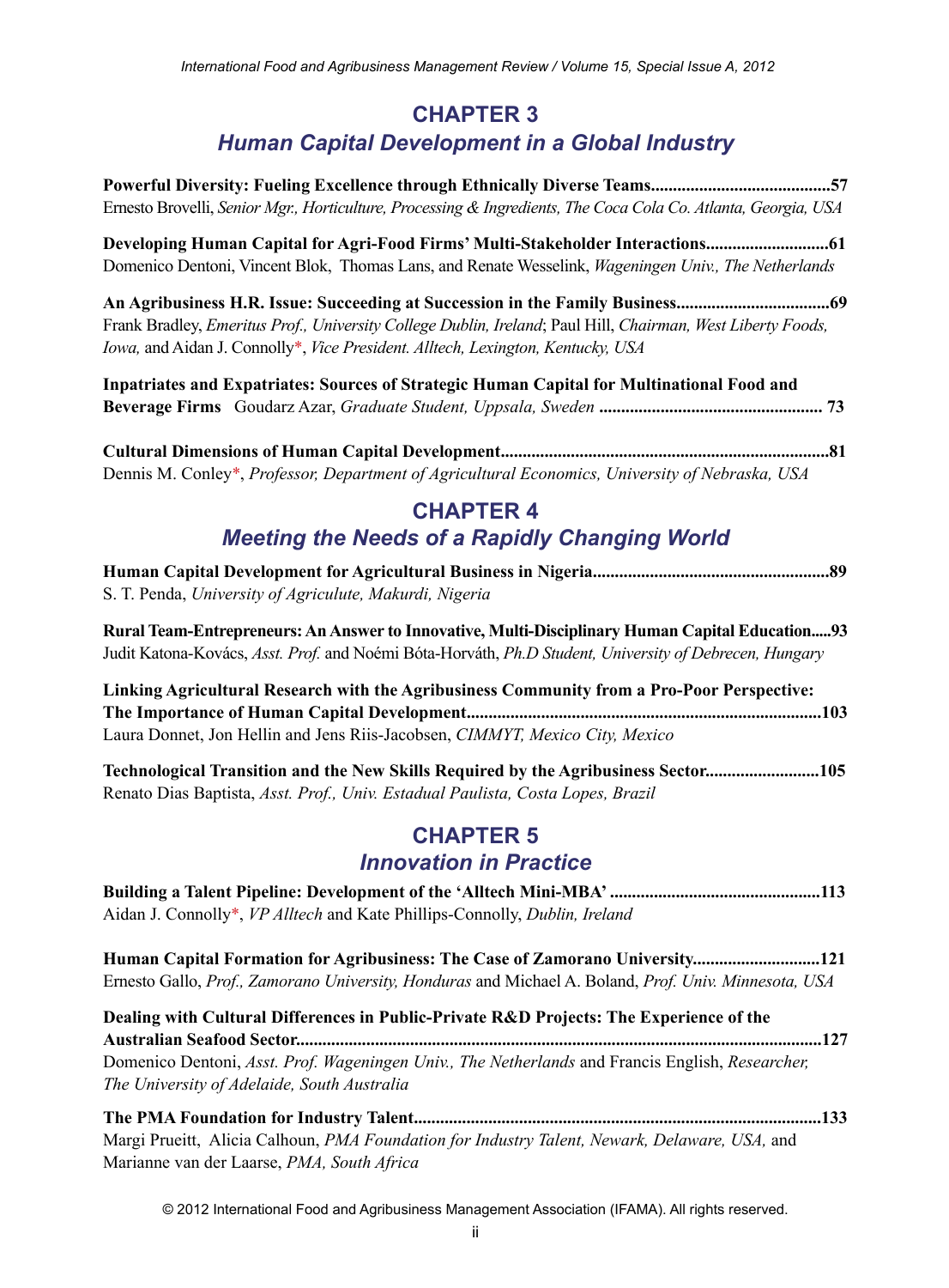## CHAPTER 3
### *Human Capital Development in a Global Industry*

**Powerful Diversity: Fueling Excellence through Ethnically Diverse Teams.........................................57**
Ernesto Brovelli, *Senior Mgr., Horticulture, Processing & Ingredients, The Coca Cola Co. Atlanta, Georgia, USA*

**Developing Human Capital for Agri-Food Firms' Multi-Stakeholder Interactions............................61**
Domenico Dentoni, Vincent Blok, Thomas Lans, and Renate Wesselink, *Wageningen Univ., The Netherlands*

**An Agribusiness H.R. Issue: Succeeding at Succession in the Family Business..................................69**
Frank Bradley, *Emeritus Prof., University College Dublin, Ireland*; Paul Hill, *Chairman, West Liberty Foods, Iowa,* and Aidan J. Connolly*, *Vice President. Alltech, Lexington, Kentucky, USA*

**Inpatriates and Expatriates: Sources of Strategic Human Capital for Multinational Food and Beverage Firms** Goudarz Azar, *Graduate Student, Uppsala, Sweden* **.................................................. 73**

**Cultural Dimensions of Human Capital Development..........................................................................81**
Dennis M. Conley*, *Professor, Department of Agricultural Economics, University of Nebraska, USA*

## CHAPTER 4
### *Meeting the Needs of a Rapidly Changing World*

**Human Capital Development for Agricultural Business in Nigeria.....................................................89**
S. T. Penda, *University of Agriculute, Makurdi, Nigeria*

**Rural Team-Entrepreneurs: An Answer to Innovative, Multi-Disciplinary Human Capital Education.....93**
Judit Katona-Kovács, *Asst. Prof.* and Noémi Bóta-Horváth, *Ph.D Student, University of Debrecen, Hungary*

**Linking Agricultural Research with the Agribusiness Community from a Pro-Poor Perspective: The Importance of Human Capital Development................................................................................103**
Laura Donnet, Jon Hellin and Jens Riis-Jacobsen, *CIMMYT, Mexico City, Mexico*

**Technological Transition and the New Skills Required by the Agribusiness Sector..........................105**
Renato Dias Baptista, *Asst. Prof., Univ. Estadual Paulista, Costa Lopes, Brazil*

## CHAPTER 5
### *Innovation in Practice*

**Building a Talent Pipeline: Development of the 'Alltech Mini-MBA' ................................................113**
Aidan J. Connolly*, *VP Alltech* and Kate Phillips-Connolly, *Dublin, Ireland*

**Human Capital Formation for Agribusiness: The Case of Zamorano University.............................121**
Ernesto Gallo, *Prof., Zamorano University, Honduras* and Michael A. Boland, *Prof. Univ. Minnesota, USA*

**Dealing with Cultural Differences in Public-Private R&D Projects: The Experience of the Australian Seafood Sector.......................................................................................................................127**
Domenico Dentoni, *Asst. Prof. Wageningen Univ., The Netherlands* and Francis English, *Researcher, The University of Adelaide, South Australia*

**The PMA Foundation for Industry Talent............................................................................................133**
Margi Prueitt, Alicia Calhoun, *PMA Foundation for Industry Talent, Newark, Delaware, USA,* and Marianne van der Laarse, *PMA, South Africa*

© 2012 International Food and Agribusiness Management Association (IFAMA). All rights reserved.